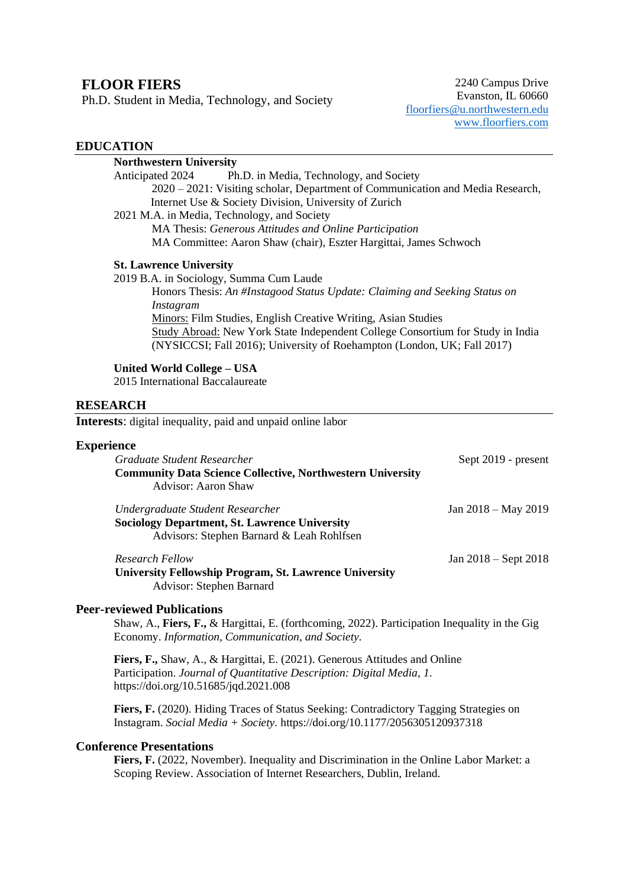# FLOOR FIERS

Ph.D. Student in Media, Technology, and Society

2240 Campus Drive
Evanston, IL 60660
floorfiers@u.northwestern.edu
www.floorfiers.com

## EDUCATION

**Northwestern University**

Anticipated 2024 Ph.D. in Media, Technology, and Society

2020 – 2021: Visiting scholar, Department of Communication and Media Research, Internet Use & Society Division, University of Zurich

2021 M.A. in Media, Technology, and Society

MA Thesis: *Generous Attitudes and Online Participation*

MA Committee: Aaron Shaw (chair), Eszter Hargittai, James Schwoch

**St. Lawrence University**

2019 B.A. in Sociology, Summa Cum Laude

Honors Thesis: *An #Instagood Status Update: Claiming and Seeking Status on Instagram*

Minors: Film Studies, English Creative Writing, Asian Studies

Study Abroad: New York State Independent College Consortium for Study in India (NYSICCSI; Fall 2016); University of Roehampton (London, UK; Fall 2017)

**United World College – USA**

2015 International Baccalaureate

## RESEARCH

**Interests**: digital inequality, paid and unpaid online labor

### Experience

*Graduate Student Researcher* — Sept 2019 - present
**Community Data Science Collective, Northwestern University**
Advisor: Aaron Shaw

*Undergraduate Student Researcher* — Jan 2018 – May 2019
**Sociology Department, St. Lawrence University**
Advisors: Stephen Barnard & Leah Rohlfsen

*Research Fellow* — Jan 2018 – Sept 2018
**University Fellowship Program, St. Lawrence University**
Advisor: Stephen Barnard

### Peer-reviewed Publications

Shaw, A., **Fiers, F.,** & Hargittai, E. (forthcoming, 2022). Participation Inequality in the Gig Economy. *Information, Communication, and Society*.

**Fiers, F.,** Shaw, A., & Hargittai, E. (2021). Generous Attitudes and Online Participation. *Journal of Quantitative Description: Digital Media*, *1*. https://doi.org/10.51685/jqd.2021.008

**Fiers, F.** (2020). Hiding Traces of Status Seeking: Contradictory Tagging Strategies on Instagram. *Social Media + Society*. https://doi.org/10.1177/2056305120937318

### Conference Presentations

**Fiers, F.** (2022, November). Inequality and Discrimination in the Online Labor Market: a Scoping Review. Association of Internet Researchers, Dublin, Ireland.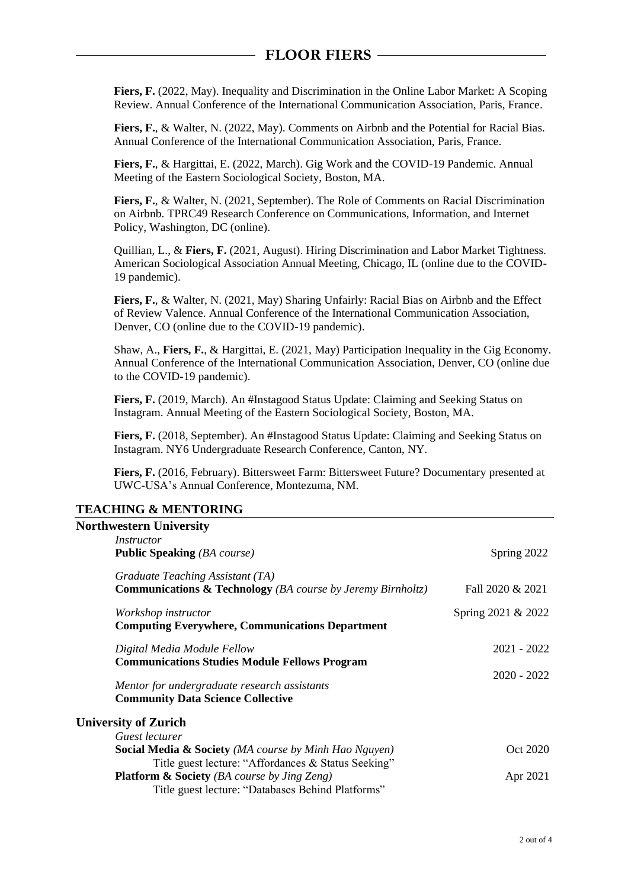**Fiers, F.** (2022, May). Inequality and Discrimination in the Online Labor Market: A Scoping Review. Annual Conference of the International Communication Association, Paris, France.

**Fiers, F.**, & Walter, N. (2022, May). Comments on Airbnb and the Potential for Racial Bias. Annual Conference of the International Communication Association, Paris, France.

**Fiers, F.**, & Hargittai, E. (2022, March). Gig Work and the COVID-19 Pandemic. Annual Meeting of the Eastern Sociological Society, Boston, MA.

**Fiers, F.**, & Walter, N. (2021, September). The Role of Comments on Racial Discrimination on Airbnb. TPRC49 Research Conference on Communications, Information, and Internet Policy, Washington, DC (online).

Quillian, L., & **Fiers, F.** (2021, August). Hiring Discrimination and Labor Market Tightness. American Sociological Association Annual Meeting, Chicago, IL (online due to the COVID-19 pandemic).

**Fiers, F.**, & Walter, N. (2021, May) Sharing Unfairly: Racial Bias on Airbnb and the Effect of Review Valence. Annual Conference of the International Communication Association, Denver, CO (online due to the COVID-19 pandemic).

Shaw, A., **Fiers, F.**, & Hargittai, E. (2021, May) Participation Inequality in the Gig Economy. Annual Conference of the International Communication Association, Denver, CO (online due to the COVID-19 pandemic).

**Fiers, F.** (2019, March). An #Instagood Status Update: Claiming and Seeking Status on Instagram. Annual Meeting of the Eastern Sociological Society, Boston, MA.

**Fiers, F.** (2018, September). An #Instagood Status Update: Claiming and Seeking Status on Instagram. NY6 Undergraduate Research Conference, Canton, NY.

**Fiers, F.** (2016, February). Bittersweet Farm: Bittersweet Future? Documentary presented at UWC-USA's Annual Conference, Montezuma, NM.

## TEACHING & MENTORING

### Northwestern University

*Instructor*
**Public Speaking** *(BA course)* — Spring 2022

*Graduate Teaching Assistant (TA)*
**Communications & Technology** *(BA course by Jeremy Birnholtz)* — Fall 2020 & 2021

*Workshop instructor*
**Computing Everywhere, Communications Department** — Spring 2021 & 2022

*Digital Media Module Fellow*
**Communications Studies Module Fellows Program** — 2021 - 2022

*Mentor for undergraduate research assistants*
**Community Data Science Collective** — 2020 - 2022

### University of Zurich

*Guest lecturer*
**Social Media & Society** *(MA course by Minh Hao Nguyen)* — Oct 2020
Title guest lecture: "Affordances & Status Seeking"

**Platform & Society** *(BA course by Jing Zeng)* — Apr 2021
Title guest lecture: "Databases Behind Platforms"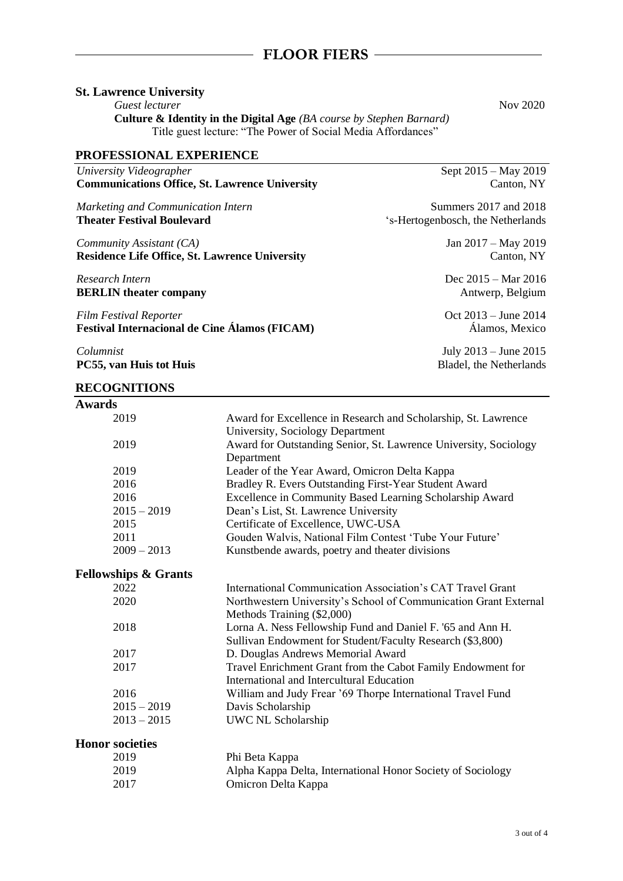**St. Lawrence University**

*Guest lecturer* — Nov 2020

**Culture & Identity in the Digital Age** *(BA course by Stephen Barnard)*

Title guest lecture: "The Power of Social Media Affordances"

## PROFESSIONAL EXPERIENCE

*University Videographer* — Sept 2015 – May 2019
**Communications Office, St. Lawrence University** — Canton, NY

*Marketing and Communication Intern* — Summers 2017 and 2018
**Theater Festival Boulevard** — 's-Hertogenbosch, the Netherlands

*Community Assistant (CA)* — Jan 2017 – May 2019
**Residence Life Office, St. Lawrence University** — Canton, NY

*Research Intern* — Dec 2015 – Mar 2016
**BERLIN theater company** — Antwerp, Belgium

*Film Festival Reporter* — Oct 2013 – June 2014
**Festival Internacional de Cine Álamos (FICAM)** — Álamos, Mexico

*Columnist* — July 2013 – June 2015
**PC55, van Huis tot Huis** — Bladel, the Netherlands

## RECOGNITIONS

### Awards

| | |
|---|---|
| 2019 | Award for Excellence in Research and Scholarship, St. Lawrence University, Sociology Department |
| 2019 | Award for Outstanding Senior, St. Lawrence University, Sociology Department |
| 2019 | Leader of the Year Award, Omicron Delta Kappa |
| 2016 | Bradley R. Evers Outstanding First-Year Student Award |
| 2016 | Excellence in Community Based Learning Scholarship Award |
| 2015 – 2019 | Dean's List, St. Lawrence University |
| 2015 | Certificate of Excellence, UWC-USA |
| 2011 | Gouden Walvis, National Film Contest 'Tube Your Future' |
| 2009 – 2013 | Kunstbende awards, poetry and theater divisions |

### Fellowships & Grants

| | |
|---|---|
| 2022 | International Communication Association's CAT Travel Grant |
| 2020 | Northwestern University's School of Communication Grant External Methods Training ($2,000) |
| 2018 | Lorna A. Ness Fellowship Fund and Daniel F. '65 and Ann H. Sullivan Endowment for Student/Faculty Research ($3,800) |
| 2017 | D. Douglas Andrews Memorial Award |
| 2017 | Travel Enrichment Grant from the Cabot Family Endowment for International and Intercultural Education |
| 2016 | William and Judy Frear '69 Thorpe International Travel Fund |
| 2015 – 2019 | Davis Scholarship |
| 2013 – 2015 | UWC NL Scholarship |

### Honor societies

| | |
|---|---|
| 2019 | Phi Beta Kappa |
| 2019 | Alpha Kappa Delta, International Honor Society of Sociology |
| 2017 | Omicron Delta Kappa |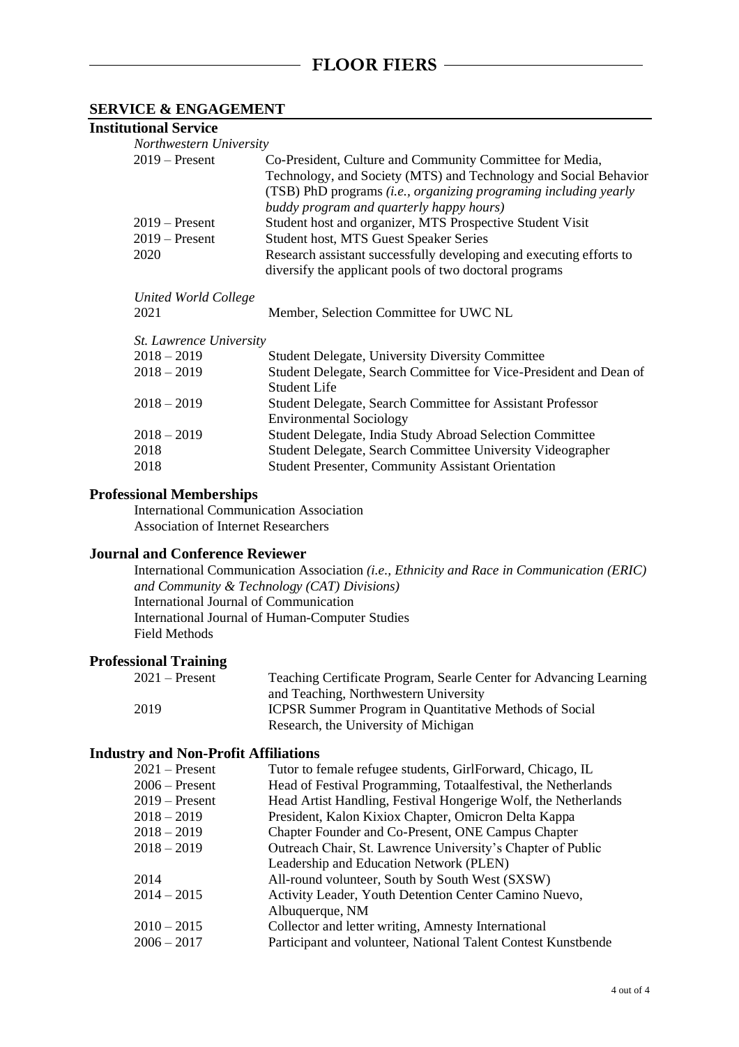## SERVICE & ENGAGEMENT

### Institutional Service

*Northwestern University*

| | |
|---|---|
| 2019 – Present | Co-President, Culture and Community Committee for Media, Technology, and Society (MTS) and Technology and Social Behavior (TSB) PhD programs *(i.e., organizing programing including yearly buddy program and quarterly happy hours)* |
| 2019 – Present | Student host and organizer, MTS Prospective Student Visit |
| 2019 – Present | Student host, MTS Guest Speaker Series |
| 2020 | Research assistant successfully developing and executing efforts to diversify the applicant pools of two doctoral programs |

*United World College*

| | |
|---|---|
| 2021 | Member, Selection Committee for UWC NL |

*St. Lawrence University*

| | |
|---|---|
| 2018 – 2019 | Student Delegate, University Diversity Committee |
| 2018 – 2019 | Student Delegate, Search Committee for Vice-President and Dean of Student Life |
| 2018 – 2019 | Student Delegate, Search Committee for Assistant Professor Environmental Sociology |
| 2018 – 2019 | Student Delegate, India Study Abroad Selection Committee |
| 2018 | Student Delegate, Search Committee University Videographer |
| 2018 | Student Presenter, Community Assistant Orientation |

### Professional Memberships

International Communication Association
Association of Internet Researchers

### Journal and Conference Reviewer

International Communication Association *(i.e., Ethnicity and Race in Communication (ERIC) and Community & Technology (CAT) Divisions)*
International Journal of Communication
International Journal of Human-Computer Studies
Field Methods

### Professional Training

| | |
|---|---|
| 2021 – Present | Teaching Certificate Program, Searle Center for Advancing Learning and Teaching, Northwestern University |
| 2019 | ICPSR Summer Program in Quantitative Methods of Social Research, the University of Michigan |

### Industry and Non-Profit Affiliations

| | |
|---|---|
| 2021 – Present | Tutor to female refugee students, GirlForward, Chicago, IL |
| 2006 – Present | Head of Festival Programming, Totaalfestival, the Netherlands |
| 2019 – Present | Head Artist Handling, Festival Hongerige Wolf, the Netherlands |
| 2018 – 2019 | President, Kalon Kixiox Chapter, Omicron Delta Kappa |
| 2018 – 2019 | Chapter Founder and Co-Present, ONE Campus Chapter |
| 2018 – 2019 | Outreach Chair, St. Lawrence University's Chapter of Public Leadership and Education Network (PLEN) |
| 2014 | All-round volunteer, South by South West (SXSW) |
| 2014 – 2015 | Activity Leader, Youth Detention Center Camino Nuevo, Albuquerque, NM |
| 2010 – 2015 | Collector and letter writing, Amnesty International |
| 2006 – 2017 | Participant and volunteer, National Talent Contest Kunstbende |